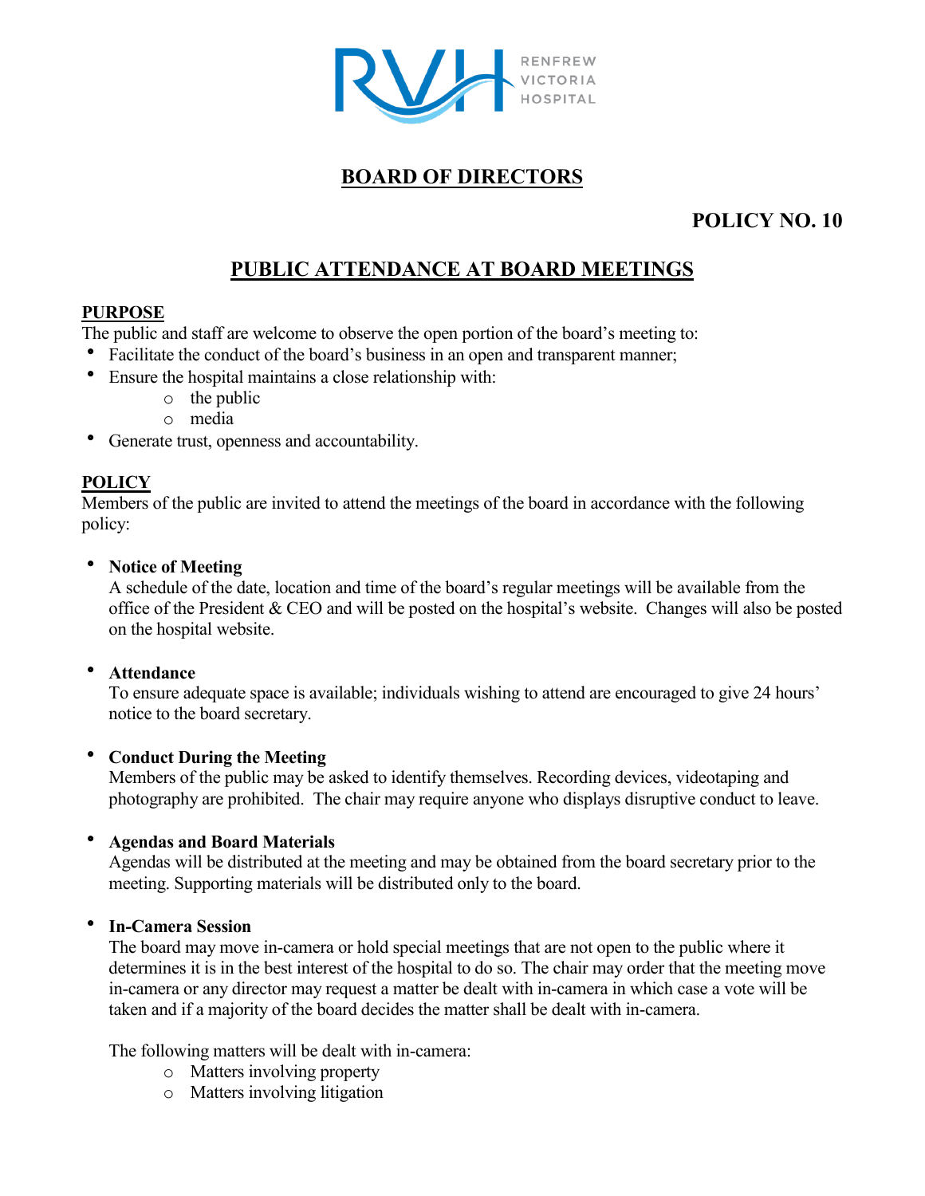RENFREW VICTORIA HOSPITAL

# BOARD OF DIRECTORS

**POLICY NO. 10**

## PUBLIC ATTENDANCE AT BOARD MEETINGS

### PURPOSE

The public and staff are welcome to observe the open portion of the board's meeting to:

- Facilitate the conduct of the board's business in an open and transparent manner;
- Ensure the hospital maintains a close relationship with:
    - the public
    - media
- Generate trust, openness and accountability.

### POLICY

Members of the public are invited to attend the meetings of the board in accordance with the following policy:

- **Notice of Meeting**
  A schedule of the date, location and time of the board's regular meetings will be available from the office of the President & CEO and will be posted on the hospital's website. Changes will also be posted on the hospital website.

- **Attendance**
  To ensure adequate space is available; individuals wishing to attend are encouraged to give 24 hours' notice to the board secretary.

- **Conduct During the Meeting**
  Members of the public may be asked to identify themselves. Recording devices, videotaping and photography are prohibited. The chair may require anyone who displays disruptive conduct to leave.

- **Agendas and Board Materials**
  Agendas will be distributed at the meeting and may be obtained from the board secretary prior to the meeting. Supporting materials will be distributed only to the board.

- **In-Camera Session**
  The board may move in-camera or hold special meetings that are not open to the public where it determines it is in the best interest of the hospital to do so. The chair may order that the meeting move in-camera or any director may request a matter be dealt with in-camera in which case a vote will be taken and if a majority of the board decides the matter shall be dealt with in-camera.

  The following matters will be dealt with in-camera:
    - Matters involving property
    - Matters involving litigation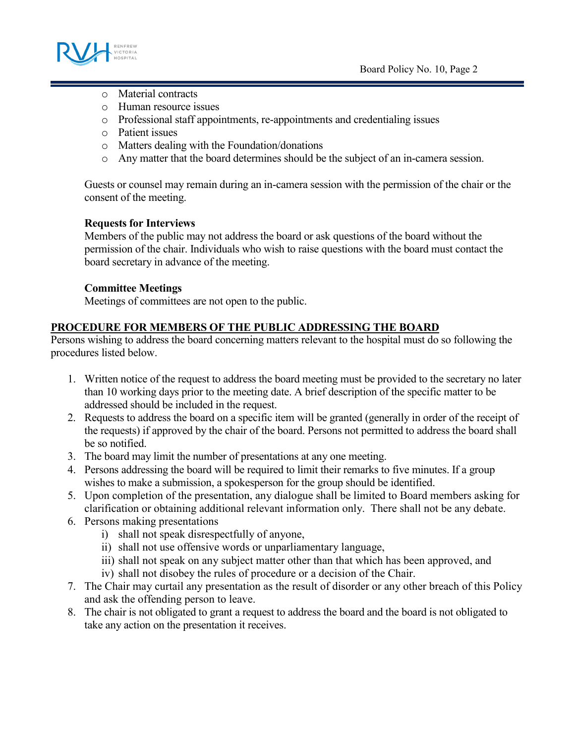- Material contracts
- Human resource issues
- Professional staff appointments, re-appointments and credentialing issues
- Patient issues
- Matters dealing with the Foundation/donations
- Any matter that the board determines should be the subject of an in-camera session.

Guests or counsel may remain during an in-camera session with the permission of the chair or the consent of the meeting.

**Requests for Interviews**
Members of the public may not address the board or ask questions of the board without the permission of the chair. Individuals who wish to raise questions with the board must contact the board secretary in advance of the meeting.

**Committee Meetings**
Meetings of committees are not open to the public.

## PROCEDURE FOR MEMBERS OF THE PUBLIC ADDRESSING THE BOARD

Persons wishing to address the board concerning matters relevant to the hospital must do so following the procedures listed below.

1. Written notice of the request to address the board meeting must be provided to the secretary no later than 10 working days prior to the meeting date. A brief description of the specific matter to be addressed should be included in the request.
2. Requests to address the board on a specific item will be granted (generally in order of the receipt of the requests) if approved by the chair of the board. Persons not permitted to address the board shall be so notified.
3. The board may limit the number of presentations at any one meeting.
4. Persons addressing the board will be required to limit their remarks to five minutes. If a group wishes to make a submission, a spokesperson for the group should be identified.
5. Upon completion of the presentation, any dialogue shall be limited to Board members asking for clarification or obtaining additional relevant information only. There shall not be any debate.
6. Persons making presentations
   i) shall not speak disrespectfully of anyone,
   ii) shall not use offensive words or unparliamentary language,
   iii) shall not speak on any subject matter other than that which has been approved, and
   iv) shall not disobey the rules of procedure or a decision of the Chair.
7. The Chair may curtail any presentation as the result of disorder or any other breach of this Policy and ask the offending person to leave.
8. The chair is not obligated to grant a request to address the board and the board is not obligated to take any action on the presentation it receives.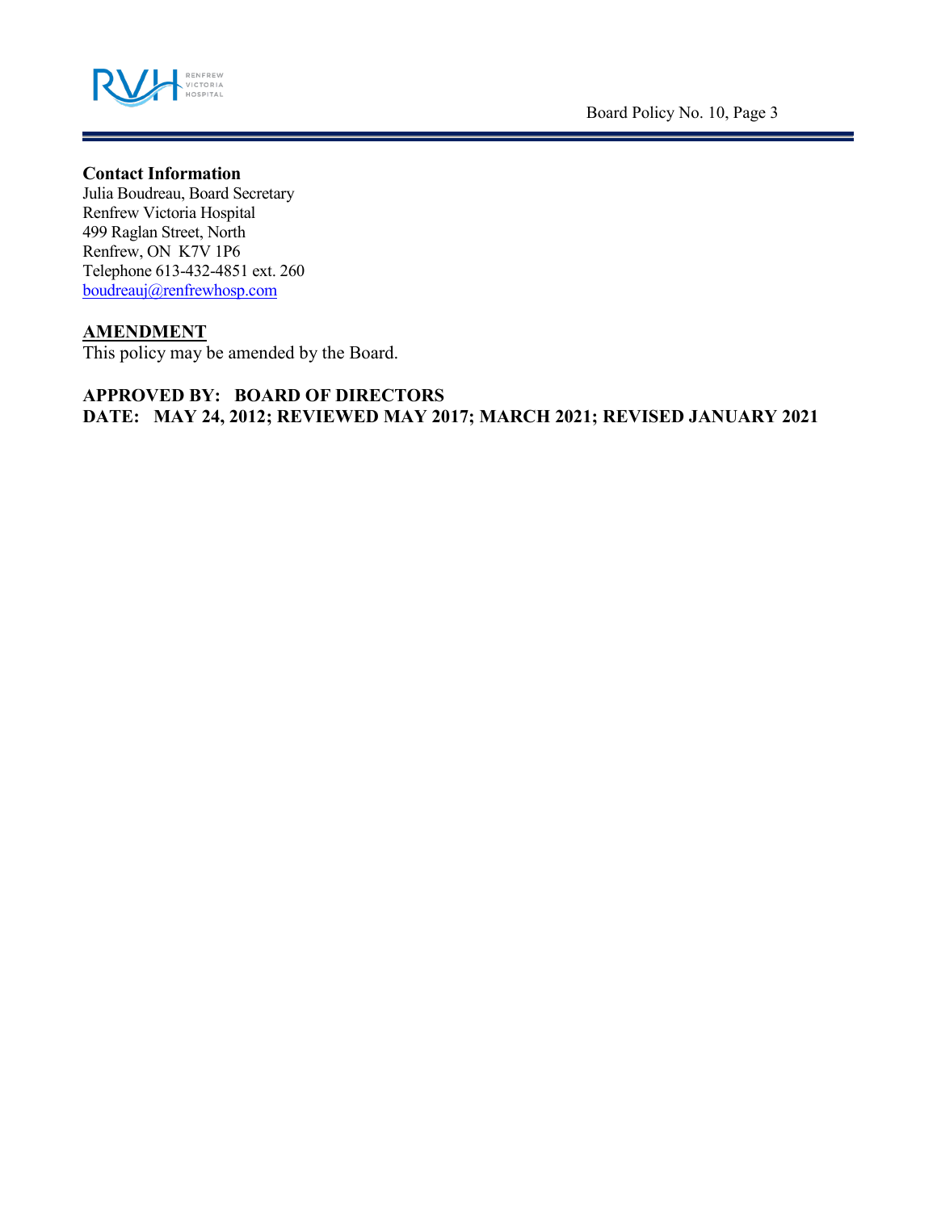**Contact Information**
Julia Boudreau, Board Secretary
Renfrew Victoria Hospital
499 Raglan Street, North
Renfrew, ON K7V 1P6
Telephone 613-432-4851 ext. 260
boudreauj@renfrewhosp.com

**AMENDMENT**

This policy may be amended by the Board.

**APPROVED BY: BOARD OF DIRECTORS**
**DATE: MAY 24, 2012; REVIEWED MAY 2017; MARCH 2021; REVISED JANUARY 2021**